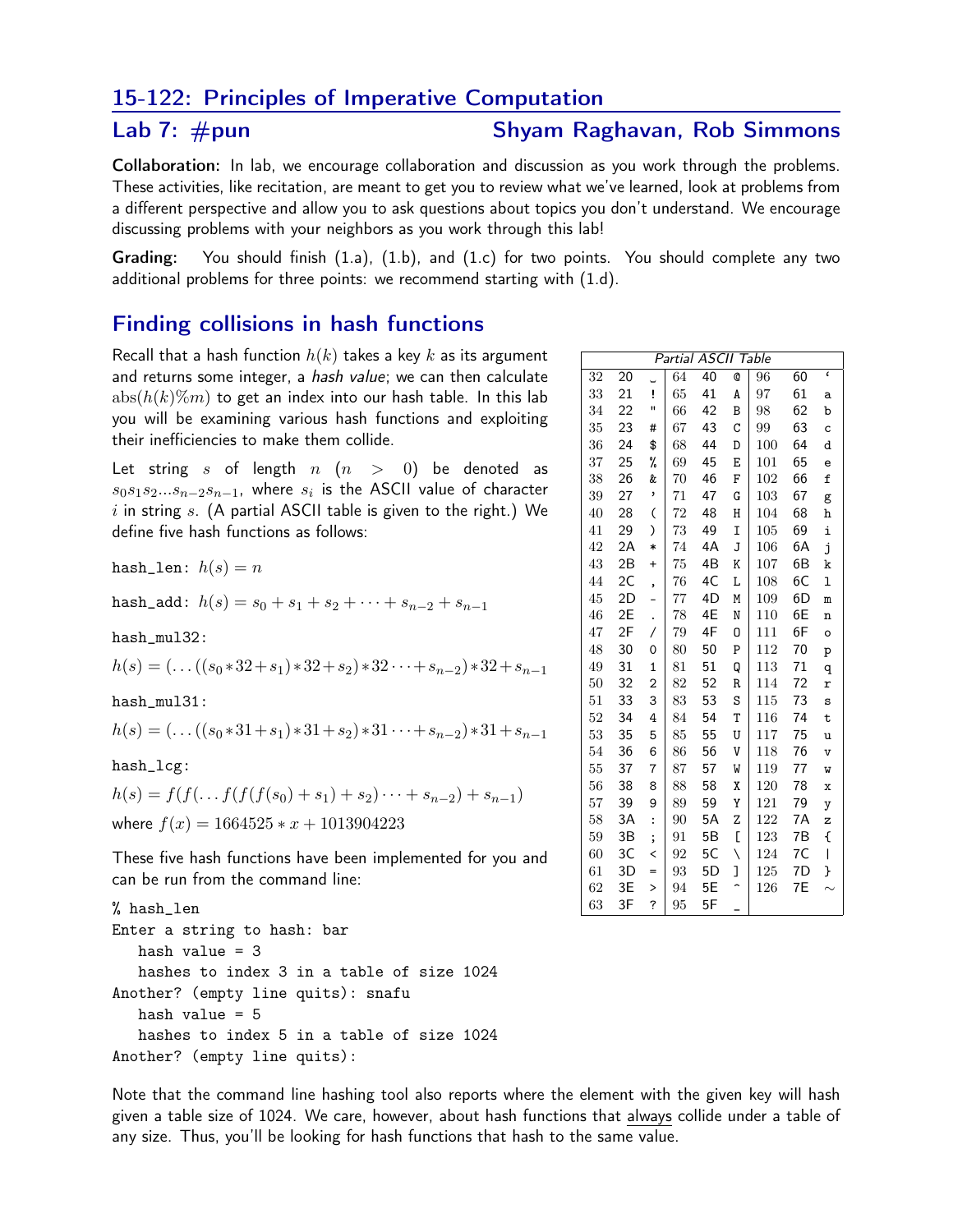## 15-122: Principles of Imperative Computation

### Lab 7: #pun — Shyam Raghavan, Rob Simmons

**Collaboration:** In lab, we encourage collaboration and discussion as you work through the problems. These activities, like recitation, are meant to get you to review what we've learned, look at problems from a different perspective and allow you to ask questions about topics you don't understand. We encourage discussing problems with your neighbors as you work through this lab!

**Grading:** You should finish (1.a), (1.b), and (1.c) for two points. You should complete any two additional problems for three points: we recommend starting with (1.d).

## Finding collisions in hash functions

Recall that a hash function $h(k)$ takes a key $k$ as its argument and returns some integer, a *hash value*; we can then calculate $\text{abs}(h(k)\%m)$ to get an index into our hash table. In this lab you will be examining various hash functions and exploiting their inefficiencies to make them collide.

Let string $s$ of length $n$ ($n > 0$) be denoted as $s_0 s_1 s_2 ... s_{n-2} s_{n-1}$, where $s_i$ is the ASCII value of character $i$ in string $s$. (A partial ASCII table is given to the right.) We define five hash functions as follows:

`hash_len`: $h(s) = n$

`hash_add`: $h(s) = s_0 + s_1 + s_2 + \cdots + s_{n-2} + s_{n-1}$

`hash_mul32`:

$h(s) = (\ldots((s_0 * 32 + s_1) * 32 + s_2) * 32 \cdots + s_{n-2}) * 32 + s_{n-1}$

`hash_mul31`:

$h(s) = (\ldots((s_0 * 31 + s_1) * 31 + s_2) * 31 \cdots + s_{n-2}) * 31 + s_{n-1}$

`hash_lcg`:

$h(s) = f(f(\ldots f(f(f(s_0) + s_1) + s_2) \cdots + s_{n-2}) + s_{n-1})$

where $f(x) = 1664525 * x + 1013904223$

| *Partial ASCII Table* | | | | | | | | |
|---|---|---|---|---|---|---|---|---|
| 32 | 20 | ␣ | 64 | 40 | @ | 96 | 60 | ` |
| 33 | 21 | ! | 65 | 41 | A | 97 | 61 | a |
| 34 | 22 | " | 66 | 42 | B | 98 | 62 | b |
| 35 | 23 | # | 67 | 43 | C | 99 | 63 | c |
| 36 | 24 | $ | 68 | 44 | D | 100 | 64 | d |
| 37 | 25 | % | 69 | 45 | E | 101 | 65 | e |
| 38 | 26 | & | 70 | 46 | F | 102 | 66 | f |
| 39 | 27 | ' | 71 | 47 | G | 103 | 67 | g |
| 40 | 28 | ( | 72 | 48 | H | 104 | 68 | h |
| 41 | 29 | ) | 73 | 49 | I | 105 | 69 | i |
| 42 | 2A | * | 74 | 4A | J | 106 | 6A | j |
| 43 | 2B | + | 75 | 4B | K | 107 | 6B | k |
| 44 | 2C | , | 76 | 4C | L | 108 | 6C | l |
| 45 | 2D | - | 77 | 4D | M | 109 | 6D | m |
| 46 | 2E | . | 78 | 4E | N | 110 | 6E | n |
| 47 | 2F | / | 79 | 4F | O | 111 | 6F | o |
| 48 | 30 | 0 | 80 | 50 | P | 112 | 70 | p |
| 49 | 31 | 1 | 81 | 51 | Q | 113 | 71 | q |
| 50 | 32 | 2 | 82 | 52 | R | 114 | 72 | r |
| 51 | 33 | 3 | 83 | 53 | S | 115 | 73 | s |
| 52 | 34 | 4 | 84 | 54 | T | 116 | 74 | t |
| 53 | 35 | 5 | 85 | 55 | U | 117 | 75 | u |
| 54 | 36 | 6 | 86 | 56 | V | 118 | 76 | v |
| 55 | 37 | 7 | 87 | 57 | W | 119 | 77 | w |
| 56 | 38 | 8 | 88 | 58 | X | 120 | 78 | x |
| 57 | 39 | 9 | 89 | 59 | Y | 121 | 79 | y |
| 58 | 3A | : | 90 | 5A | Z | 122 | 7A | z |
| 59 | 3B | ; | 91 | 5B | [ | 123 | 7B | { |
| 60 | 3C | < | 92 | 5C | \ | 124 | 7C | \| |
| 61 | 3D | = | 93 | 5D | ] | 125 | 7D | } |
| 62 | 3E | > | 94 | 5E | ^ | 126 | 7E | ~ |
| 63 | 3F | ? | 95 | 5F | _ | | | |

These five hash functions have been implemented for you and can be run from the command line:

```
% hash_len
Enter a string to hash: bar
   hash value = 3
   hashes to index 3 in a table of size 1024
Another? (empty line quits): snafu
   hash value = 5
   hashes to index 5 in a table of size 1024
Another? (empty line quits):
```

Note that the command line hashing tool also reports where the element with the given key will hash given a table size of 1024. We care, however, about hash functions that always collide under a table of any size. Thus, you'll be looking for hash functions that hash to the same value.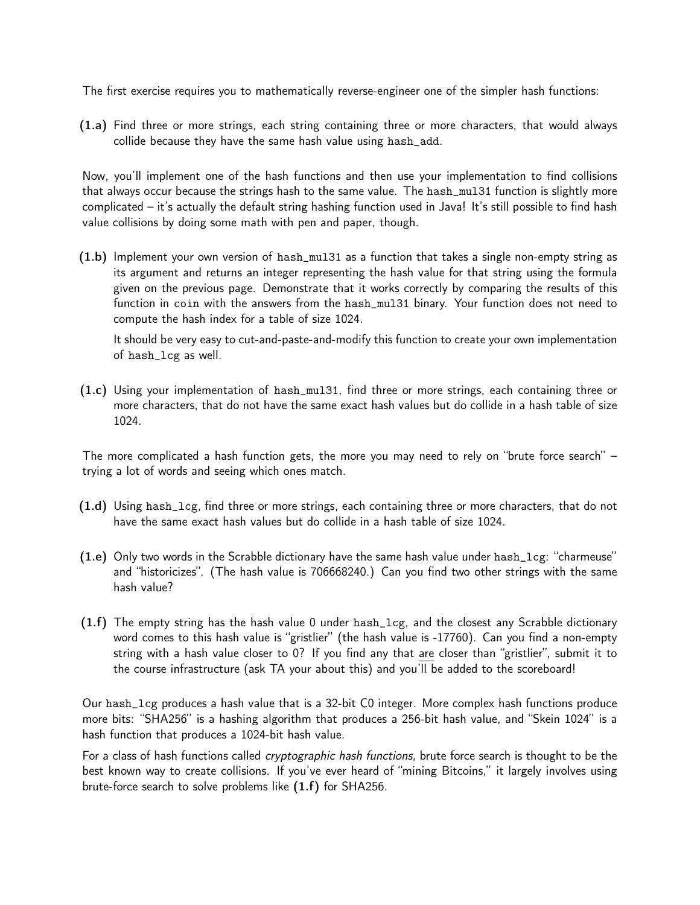The first exercise requires you to mathematically reverse-engineer one of the simpler hash functions:

**(1.a)** Find three or more strings, each string containing three or more characters, that would always collide because they have the same hash value using `hash_add`.

Now, you'll implement one of the hash functions and then use your implementation to find collisions that always occur because the strings hash to the same value. The `hash_mul31` function is slightly more complicated – it's actually the default string hashing function used in Java! It's still possible to find hash value collisions by doing some math with pen and paper, though.

**(1.b)** Implement your own version of `hash_mul31` as a function that takes a single non-empty string as its argument and returns an integer representing the hash value for that string using the formula given on the previous page. Demonstrate that it works correctly by comparing the results of this function in `coin` with the answers from the `hash_mul31` binary. Your function does not need to compute the hash index for a table of size 1024.

It should be very easy to cut-and-paste-and-modify this function to create your own implementation of `hash_lcg` as well.

**(1.c)** Using your implementation of `hash_mul31`, find three or more strings, each containing three or more characters, that do not have the same exact hash values but do collide in a hash table of size 1024.

The more complicated a hash function gets, the more you may need to rely on "brute force search" – trying a lot of words and seeing which ones match.

**(1.d)** Using `hash_lcg`, find three or more strings, each containing three or more characters, that do not have the same exact hash values but do collide in a hash table of size 1024.

**(1.e)** Only two words in the Scrabble dictionary have the same hash value under `hash_lcg`: "charmeuse" and "historicizes". (The hash value is 706668240.) Can you find two other strings with the same hash value?

**(1.f)** The empty string has the hash value 0 under `hash_lcg`, and the closest any Scrabble dictionary word comes to this hash value is "gristlier" (the hash value is -17760). Can you find a non-empty string with a hash value closer to 0? If you find any that are closer than "gristlier", submit it to the course infrastructure (ask TA your about this) and you'll be added to the scoreboard!

Our `hash_lcg` produces a hash value that is a 32-bit C0 integer. More complex hash functions produce more bits: "SHA256" is a hashing algorithm that produces a 256-bit hash value, and "Skein 1024" is a hash function that produces a 1024-bit hash value.

For a class of hash functions called *cryptographic hash functions*, brute force search is thought to be the best known way to create collisions. If you've ever heard of "mining Bitcoins," it largely involves using brute-force search to solve problems like **(1.f)** for SHA256.